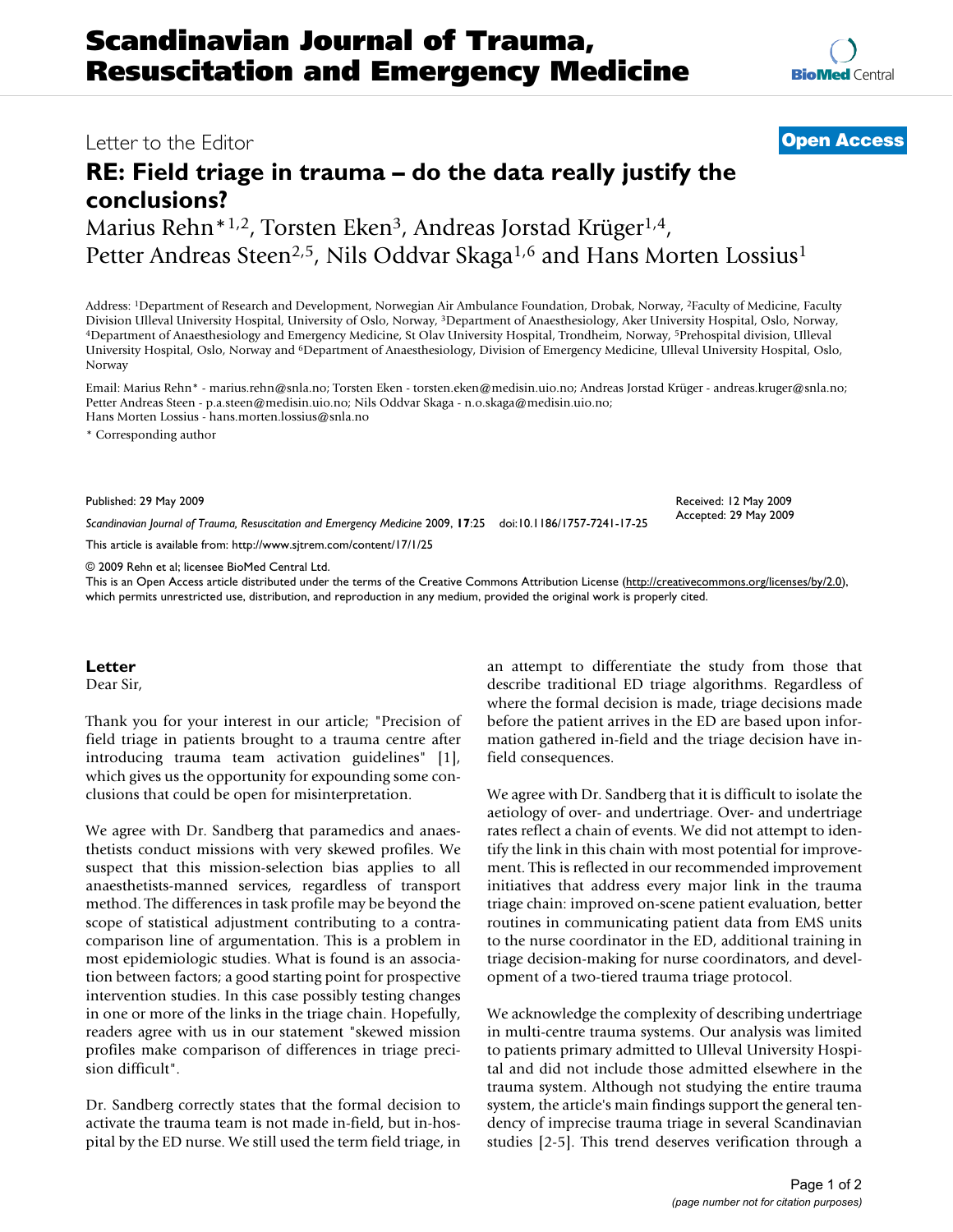# Scandinavian Journal of Trauma, Resuscitation and Emergency Medicine

Letter to the Editor

**Open Access**

## RE: Field triage in trauma – do the data really justify the conclusions?

Marius Rehn*[1,2], Torsten Eken[3], Andreas Jorstad Krüger[1,4], Petter Andreas Steen[2,5], Nils Oddvar Skaga[1,6] and Hans Morten Lossius[1]

Address: [1]Department of Research and Development, Norwegian Air Ambulance Foundation, Drobak, Norway, [2]Faculty of Medicine, Faculty Division Ulleval University Hospital, University of Oslo, Norway, [3]Department of Anaesthesiology, Aker University Hospital, Oslo, Norway, [4]Department of Anaesthesiology and Emergency Medicine, St Olav University Hospital, Trondheim, Norway, [5]Prehospital division, Ulleval University Hospital, Oslo, Norway and [6]Department of Anaesthesiology, Division of Emergency Medicine, Ulleval University Hospital, Oslo, Norway

Email: Marius Rehn* - marius.rehn@snla.no; Torsten Eken - torsten.eken@medisin.uio.no; Andreas Jorstad Krüger - andreas.kruger@snla.no; Petter Andreas Steen - p.a.steen@medisin.uio.no; Nils Oddvar Skaga - n.o.skaga@medisin.uio.no; Hans Morten Lossius - hans.morten.lossius@snla.no

* Corresponding author

Published: 29 May 2009

Received: 12 May 2009
Accepted: 29 May 2009

*Scandinavian Journal of Trauma, Resuscitation and Emergency Medicine* 2009, **17**:25 doi:10.1186/1757-7241-17-25

This article is available from: http://www.sjtrem.com/content/17/1/25

© 2009 Rehn et al; licensee BioMed Central Ltd.

This is an Open Access article distributed under the terms of the Creative Commons Attribution License (http://creativecommons.org/licenses/by/2.0), which permits unrestricted use, distribution, and reproduction in any medium, provided the original work is properly cited.

### Letter

Dear Sir,

Thank you for your interest in our article; "Precision of field triage in patients brought to a trauma centre after introducing trauma team activation guidelines" [1], which gives us the opportunity for expounding some conclusions that could be open for misinterpretation.

We agree with Dr. Sandberg that paramedics and anaesthetists conduct missions with very skewed profiles. We suspect that this mission-selection bias applies to all anaesthetists-manned services, regardless of transport method. The differences in task profile may be beyond the scope of statistical adjustment contributing to a contra-comparison line of argumentation. This is a problem in most epidemiologic studies. What is found is an association between factors; a good starting point for prospective intervention studies. In this case possibly testing changes in one or more of the links in the triage chain. Hopefully, readers agree with us in our statement "skewed mission profiles make comparison of differences in triage precision difficult".

Dr. Sandberg correctly states that the formal decision to activate the trauma team is not made in-field, but in-hospital by the ED nurse. We still used the term field triage, in an attempt to differentiate the study from those that describe traditional ED triage algorithms. Regardless of where the formal decision is made, triage decisions made before the patient arrives in the ED are based upon information gathered in-field and the triage decision have in-field consequences.

We agree with Dr. Sandberg that it is difficult to isolate the aetiology of over- and undertriage. Over- and undertriage rates reflect a chain of events. We did not attempt to identify the link in this chain with most potential for improvement. This is reflected in our recommended improvement initiatives that address every major link in the trauma triage chain: improved on-scene patient evaluation, better routines in communicating patient data from EMS units to the nurse coordinator in the ED, additional training in triage decision-making for nurse coordinators, and development of a two-tiered trauma triage protocol.

We acknowledge the complexity of describing undertriage in multi-centre trauma systems. Our analysis was limited to patients primary admitted to Ulleval University Hospital and did not include those admitted elsewhere in the trauma system. Although not studying the entire trauma system, the article's main findings support the general tendency of imprecise trauma triage in several Scandinavian studies [2-5]. This trend deserves verification through a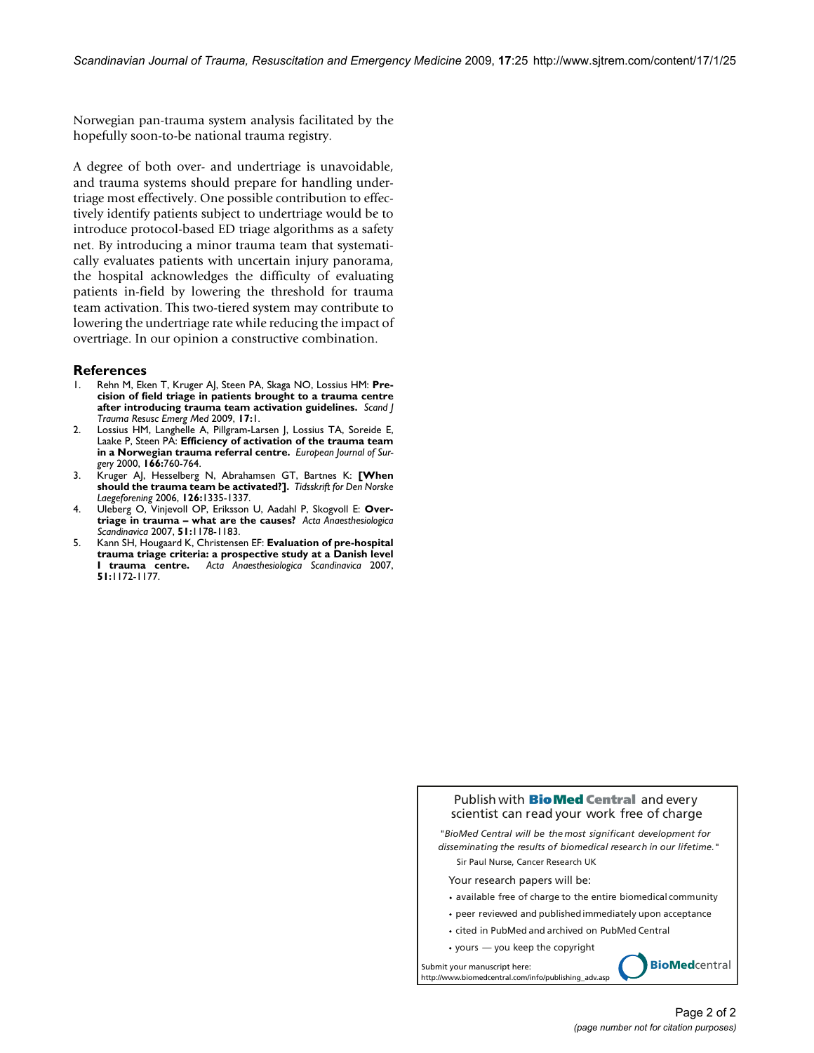Norwegian pan-trauma system analysis facilitated by the hopefully soon-to-be national trauma registry.

A degree of both over- and undertriage is unavoidable, and trauma systems should prepare for handling undertriage most effectively. One possible contribution to effectively identify patients subject to undertriage would be to introduce protocol-based ED triage algorithms as a safety net. By introducing a minor trauma team that systematically evaluates patients with uncertain injury panorama, the hospital acknowledges the difficulty of evaluating patients in-field by lowering the threshold for trauma team activation. This two-tiered system may contribute to lowering the undertriage rate while reducing the impact of overtriage. In our opinion a constructive combination.

## References

1. Rehn M, Eken T, Kruger AJ, Steen PA, Skaga NO, Lossius HM: **Precision of field triage in patients brought to a trauma centre after introducing trauma team activation guidelines.** *Scand J Trauma Resusc Emerg Med* 2009, **17:**1.
2. Lossius HM, Langhelle A, Pillgram-Larsen J, Lossius TA, Soreide E, Laake P, Steen PA: **Efficiency of activation of the trauma team in a Norwegian trauma referral centre.** *European Journal of Surgery* 2000, **166:**760-764.
3. Kruger AJ, Hesselberg N, Abrahamsen GT, Bartnes K: **[When should the trauma team be activated?].** *Tidsskrift for Den Norske Laegeforening* 2006, **126:**1335-1337.
4. Uleberg O, Vinjevoll OP, Eriksson U, Aadahl P, Skogvoll E: **Overtriage in trauma – what are the causes?** *Acta Anaesthesiologica Scandinavica* 2007, **51:**1178-1183.
5. Kann SH, Hougaard K, Christensen EF: **Evaluation of pre-hospital trauma triage criteria: a prospective study at a Danish level I trauma centre.** *Acta Anaesthesiologica Scandinavica* 2007, **51:**1172-1177.

Publish with **BioMed Central** and every scientist can read your work free of charge

*"BioMed Central will be the most significant development for disseminating the results of biomedical research in our lifetime."*

Sir Paul Nurse, Cancer Research UK

Your research papers will be:

- available free of charge to the entire biomedical community
- peer reviewed and published immediately upon acceptance
- cited in PubMed and archived on PubMed Central
- yours — you keep the copyright

Submit your manuscript here:
http://www.biomedcentral.com/info/publishing_adv.asp

**BioMed**central